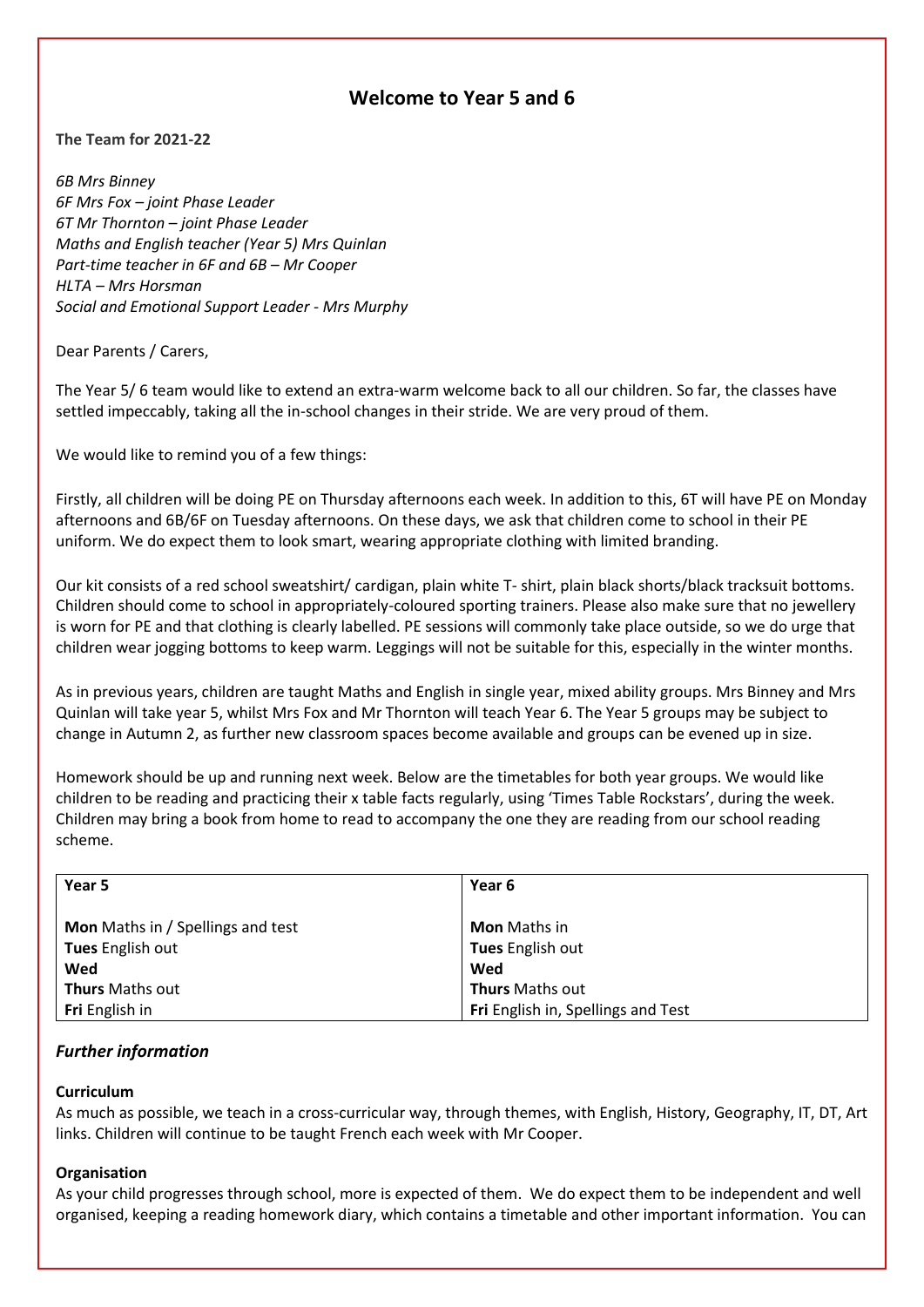# Welcome to Year 5 and 6

**The Team for 2021-22**

*6B Mrs Binney*
*6F Mrs Fox – joint Phase Leader*
*6T Mr Thornton – joint Phase Leader*
*Maths and English teacher (Year 5) Mrs Quinlan*
*Part-time teacher in 6F and 6B – Mr Cooper*
*HLTA – Mrs Horsman*
*Social and Emotional Support Leader - Mrs Murphy*

Dear Parents / Carers,

The Year 5/ 6 team would like to extend an extra-warm welcome back to all our children. So far, the classes have settled impeccably, taking all the in-school changes in their stride. We are very proud of them.

We would like to remind you of a few things:

Firstly, all children will be doing PE on Thursday afternoons each week. In addition to this, 6T will have PE on Monday afternoons and 6B/6F on Tuesday afternoons. On these days, we ask that children come to school in their PE uniform. We do expect them to look smart, wearing appropriate clothing with limited branding.

Our kit consists of a red school sweatshirt/ cardigan, plain white T- shirt, plain black shorts/black tracksuit bottoms. Children should come to school in appropriately-coloured sporting trainers. Please also make sure that no jewellery is worn for PE and that clothing is clearly labelled. PE sessions will commonly take place outside, so we do urge that children wear jogging bottoms to keep warm. Leggings will not be suitable for this, especially in the winter months.

As in previous years, children are taught Maths and English in single year, mixed ability groups. Mrs Binney and Mrs Quinlan will take year 5, whilst Mrs Fox and Mr Thornton will teach Year 6. The Year 5 groups may be subject to change in Autumn 2, as further new classroom spaces become available and groups can be evened up in size.

Homework should be up and running next week. Below are the timetables for both year groups. We would like children to be reading and practicing their x table facts regularly, using 'Times Table Rockstars', during the week. Children may bring a book from home to read to accompany the one they are reading from our school reading scheme.

| Year 5 | Year 6 |
|---|---|
| **Mon** Maths in / Spellings and test | **Mon** Maths in |
| **Tues** English out | **Tues** English out |
| **Wed** | **Wed** |
| **Thurs** Maths out | **Thurs** Maths out |
| **Fri** English in | **Fri** English in, Spellings and Test |

## *Further information*

**Curriculum**
As much as possible, we teach in a cross-curricular way, through themes, with English, History, Geography, IT, DT, Art links. Children will continue to be taught French each week with Mr Cooper.

**Organisation**
As your child progresses through school, more is expected of them. We do expect them to be independent and well organised, keeping a reading homework diary, which contains a timetable and other important information. You can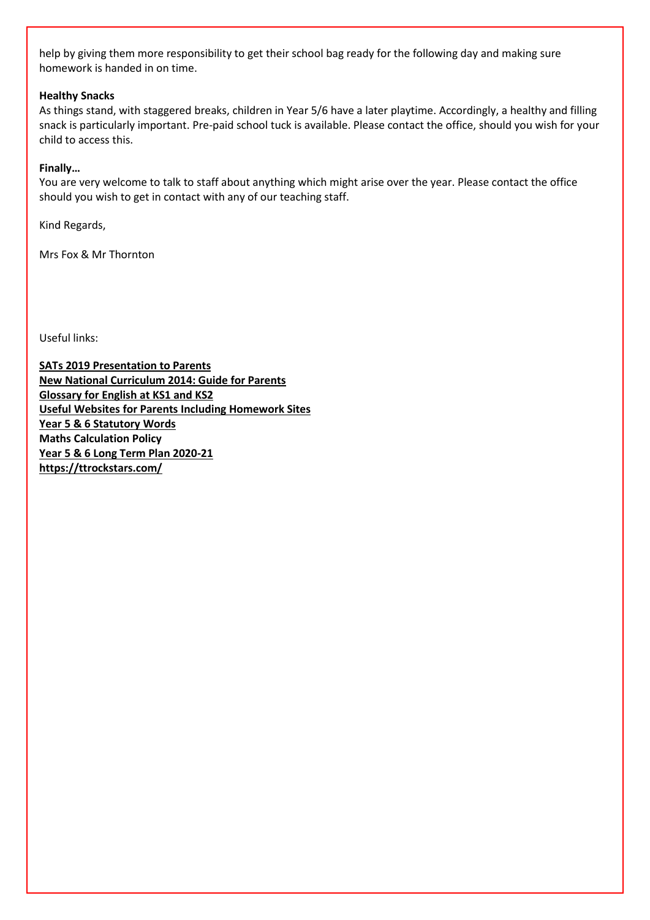help by giving them more responsibility to get their school bag ready for the following day and making sure homework is handed in on time.

**Healthy Snacks**

As things stand, with staggered breaks, children in Year 5/6 have a later playtime. Accordingly, a healthy and filling snack is particularly important. Pre-paid school tuck is available. Please contact the office, should you wish for your child to access this.

**Finally…**

You are very welcome to talk to staff about anything which might arise over the year. Please contact the office should you wish to get in contact with any of our teaching staff.

Kind Regards,

Mrs Fox & Mr Thornton

Useful links:

**SATs 2019 Presentation to Parents**
**New National Curriculum 2014: Guide for Parents**
**Glossary for English at KS1 and KS2**
**Useful Websites for Parents Including Homework Sites**
**Year 5 & 6 Statutory Words**
**Maths Calculation Policy**
**Year 5 & 6 Long Term Plan 2020-21**
**https://ttrockstars.com/**